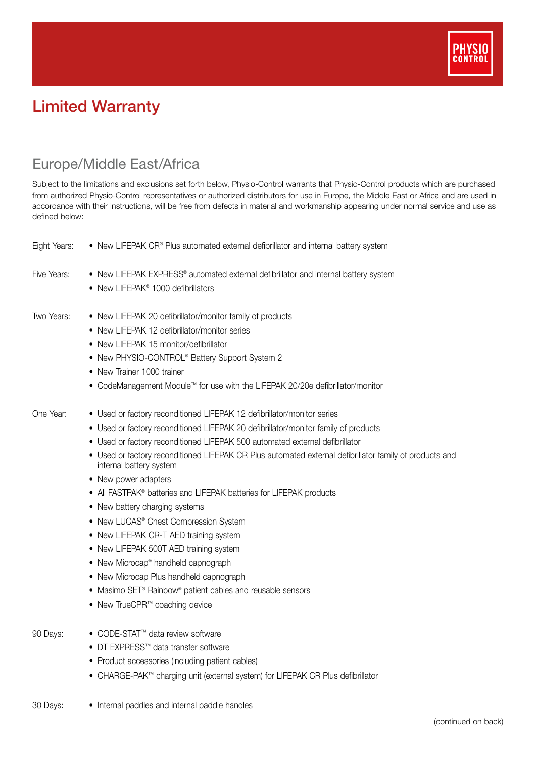PHYSIO CONTROL

# Limited Warranty

## Europe/Middle East/Africa

Subject to the limitations and exclusions set forth below, Physio-Control warrants that Physio-Control products which are purchased from authorized Physio-Control representatives or authorized distributors for use in Europe, the Middle East or Africa and are used in accordance with their instructions, will be free from defects in material and workmanship appearing under normal service and use as defined below:

Eight Years:

- New LIFEPAK CR® Plus automated external defibrillator and internal battery system

Five Years:

- New LIFEPAK EXPRESS® automated external defibrillator and internal battery system
- New LIFEPAK® 1000 defibrillators

Two Years:

- New LIFEPAK 20 defibrillator/monitor family of products
- New LIFEPAK 12 defibrillator/monitor series
- New LIFEPAK 15 monitor/defibrillator
- New PHYSIO-CONTROL® Battery Support System 2
- New Trainer 1000 trainer
- CodeManagement Module™ for use with the LIFEPAK 20/20e defibrillator/monitor

One Year:

- Used or factory reconditioned LIFEPAK 12 defibrillator/monitor series
- Used or factory reconditioned LIFEPAK 20 defibrillator/monitor family of products
- Used or factory reconditioned LIFEPAK 500 automated external defibrillator
- Used or factory reconditioned LIFEPAK CR Plus automated external defibrillator family of products and internal battery system
- New power adapters
- All FASTPAK® batteries and LIFEPAK batteries for LIFEPAK products
- New battery charging systems
- New LUCAS® Chest Compression System
- New LIFEPAK CR-T AED training system
- New LIFEPAK 500T AED training system
- New Microcap® handheld capnograph
- New Microcap Plus handheld capnograph
- Masimo SET® Rainbow® patient cables and reusable sensors
- New TrueCPR™ coaching device

90 Days:

- CODE-STAT™ data review software
- DT EXPRESS™ data transfer software
- Product accessories (including patient cables)
- CHARGE-PAK™ charging unit (external system) for LIFEPAK CR Plus defibrillator

30 Days:

- Internal paddles and internal paddle handles

(continued on back)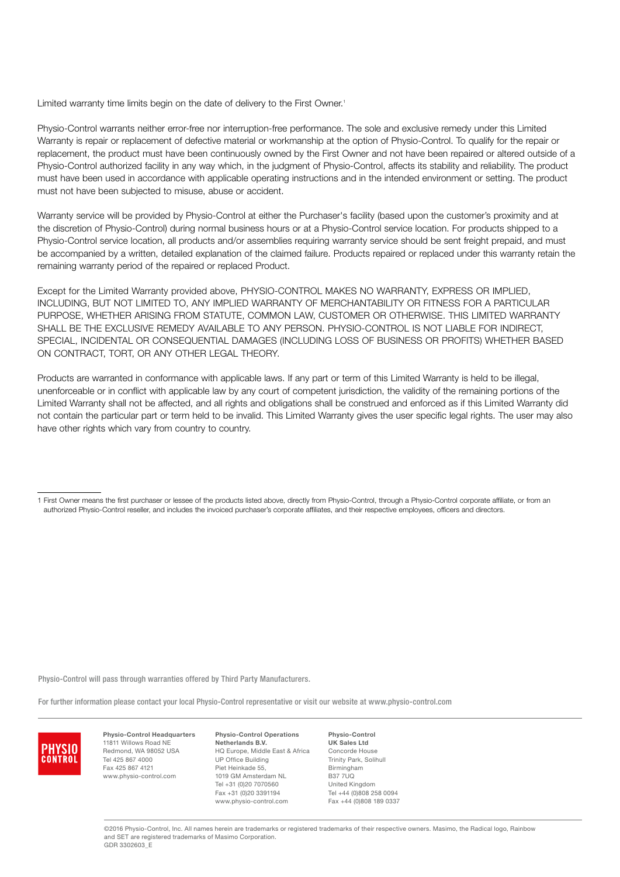Limited warranty time limits begin on the date of delivery to the First Owner.[1]

Physio-Control warrants neither error-free nor interruption-free performance. The sole and exclusive remedy under this Limited Warranty is repair or replacement of defective material or workmanship at the option of Physio-Control. To qualify for the repair or replacement, the product must have been continuously owned by the First Owner and not have been repaired or altered outside of a Physio-Control authorized facility in any way which, in the judgment of Physio-Control, affects its stability and reliability. The product must have been used in accordance with applicable operating instructions and in the intended environment or setting. The product must not have been subjected to misuse, abuse or accident.

Warranty service will be provided by Physio-Control at either the Purchaser's facility (based upon the customer's proximity and at the discretion of Physio-Control) during normal business hours or at a Physio-Control service location. For products shipped to a Physio-Control service location, all products and/or assemblies requiring warranty service should be sent freight prepaid, and must be accompanied by a written, detailed explanation of the claimed failure. Products repaired or replaced under this warranty retain the remaining warranty period of the repaired or replaced Product.

Except for the Limited Warranty provided above, PHYSIO-CONTROL MAKES NO WARRANTY, EXPRESS OR IMPLIED, INCLUDING, BUT NOT LIMITED TO, ANY IMPLIED WARRANTY OF MERCHANTABILITY OR FITNESS FOR A PARTICULAR PURPOSE, WHETHER ARISING FROM STATUTE, COMMON LAW, CUSTOMER OR OTHERWISE. THIS LIMITED WARRANTY SHALL BE THE EXCLUSIVE REMEDY AVAILABLE TO ANY PERSON. PHYSIO-CONTROL IS NOT LIABLE FOR INDIRECT, SPECIAL, INCIDENTAL OR CONSEQUENTIAL DAMAGES (INCLUDING LOSS OF BUSINESS OR PROFITS) WHETHER BASED ON CONTRACT, TORT, OR ANY OTHER LEGAL THEORY.

Products are warranted in conformance with applicable laws. If any part or term of this Limited Warranty is held to be illegal, unenforceable or in conflict with applicable law by any court of competent jurisdiction, the validity of the remaining portions of the Limited Warranty shall not be affected, and all rights and obligations shall be construed and enforced as if this Limited Warranty did not contain the particular part or term held to be invalid. This Limited Warranty gives the user specific legal rights. The user may also have other rights which vary from country to country.

---

1 First Owner means the first purchaser or lessee of the products listed above, directly from Physio-Control, through a Physio-Control corporate affiliate, or from an authorized Physio-Control reseller, and includes the invoiced purchaser's corporate affiliates, and their respective employees, officers and directors.

Physio-Control will pass through warranties offered by Third Party Manufacturers.

For further information please contact your local Physio-Control representative or visit our website at www.physio-control.com

PHYSIO CONTROL

**Physio-Control Headquarters**
11811 Willows Road NE
Redmond, WA 98052 USA
Tel 425 867 4000
Fax 425 867 4121
www.physio-control.com

**Physio-Control Operations Netherlands B.V.**
HQ Europe, Middle East & Africa
UP Office Building
Piet Heinkade 55,
1019 GM Amsterdam NL
Tel +31 (0)20 7070560
Fax +31 (0)20 3391194
www.physio-control.com

**Physio-Control UK Sales Ltd**
Concorde House
Trinity Park, Solihull
Birmingham
B37 7UQ
United Kingdom
Tel +44 (0)808 258 0094
Fax +44 (0)808 189 0337

©2016 Physio-Control, Inc. All names herein are trademarks or registered trademarks of their respective owners. Masimo, the Radical logo, Rainbow and SET are registered trademarks of Masimo Corporation.
GDR 3302603_E